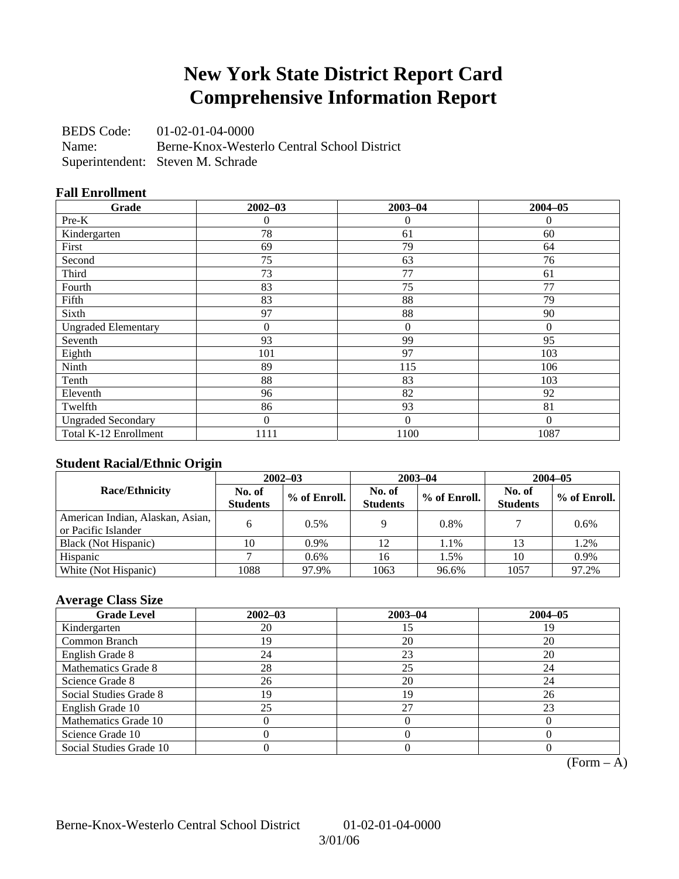# New York State District Report Card
# Comprehensive Information Report

BEDS Code: 01-02-01-04-0000
Name: Berne-Knox-Westerlo Central School District
Superintendent: Steven M. Schrade

### Fall Enrollment

| Grade | 2002–03 | 2003–04 | 2004–05 |
|---|---|---|---|
| Pre-K | 0 | 0 | 0 |
| Kindergarten | 78 | 61 | 60 |
| First | 69 | 79 | 64 |
| Second | 75 | 63 | 76 |
| Third | 73 | 77 | 61 |
| Fourth | 83 | 75 | 77 |
| Fifth | 83 | 88 | 79 |
| Sixth | 97 | 88 | 90 |
| Ungraded Elementary | 0 | 0 | 0 |
| Seventh | 93 | 99 | 95 |
| Eighth | 101 | 97 | 103 |
| Ninth | 89 | 115 | 106 |
| Tenth | 88 | 83 | 103 |
| Eleventh | 96 | 82 | 92 |
| Twelfth | 86 | 93 | 81 |
| Ungraded Secondary | 0 | 0 | 0 |
| Total K-12 Enrollment | 1111 | 1100 | 1087 |

### Student Racial/Ethnic Origin

| Race/Ethnicity | 2002–03 | | 2003–04 | | 2004–05 | |
|---|---|---|---|---|---|---|
| | No. of Students | % of Enroll. | No. of Students | % of Enroll. | No. of Students | % of Enroll. |
| American Indian, Alaskan, Asian, or Pacific Islander | 6 | 0.5% | 9 | 0.8% | 7 | 0.6% |
| Black (Not Hispanic) | 10 | 0.9% | 12 | 1.1% | 13 | 1.2% |
| Hispanic | 7 | 0.6% | 16 | 1.5% | 10 | 0.9% |
| White (Not Hispanic) | 1088 | 97.9% | 1063 | 96.6% | 1057 | 97.2% |

### Average Class Size

| Grade Level | 2002–03 | 2003–04 | 2004–05 |
|---|---|---|---|
| Kindergarten | 20 | 15 | 19 |
| Common Branch | 19 | 20 | 20 |
| English Grade 8 | 24 | 23 | 20 |
| Mathematics Grade 8 | 28 | 25 | 24 |
| Science Grade 8 | 26 | 20 | 24 |
| Social Studies Grade 8 | 19 | 19 | 26 |
| English Grade 10 | 25 | 27 | 23 |
| Mathematics Grade 10 | 0 | 0 | 0 |
| Science Grade 10 | 0 | 0 | 0 |
| Social Studies Grade 10 | 0 | 0 | 0 |

(Form – A)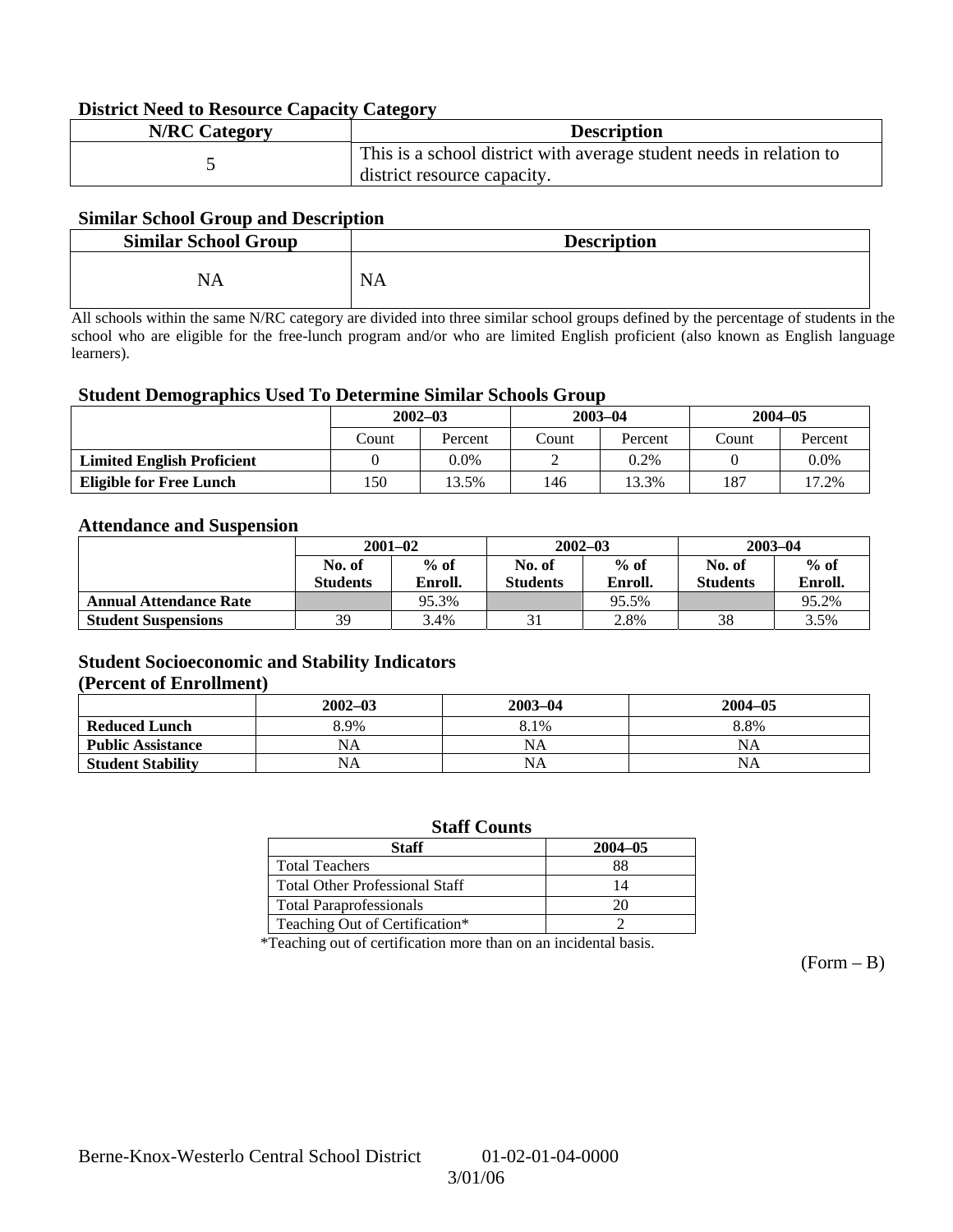### District Need to Resource Capacity Category

| N/RC Category | Description |
|---|---|
| 5 | This is a school district with average student needs in relation to district resource capacity. |

### Similar School Group and Description

| Similar School Group | Description |
|---|---|
| NA | NA |

All schools within the same N/RC category are divided into three similar school groups defined by the percentage of students in the school who are eligible for the free-lunch program and/or who are limited English proficient (also known as English language learners).

### Student Demographics Used To Determine Similar Schools Group

| | 2002–03 | | 2003–04 | | 2004–05 | |
|---|---|---|---|---|---|---|
| | Count | Percent | Count | Percent | Count | Percent |
| **Limited English Proficient** | 0 | 0.0% | 2 | 0.2% | 0 | 0.0% |
| **Eligible for Free Lunch** | 150 | 13.5% | 146 | 13.3% | 187 | 17.2% |

### Attendance and Suspension

| | 2001–02 | | 2002–03 | | 2003–04 | |
|---|---|---|---|---|---|---|
| | No. of Students | % of Enroll. | No. of Students | % of Enroll. | No. of Students | % of Enroll. |
| **Annual Attendance Rate** | | 95.3% | | 95.5% | | 95.2% |
| **Student Suspensions** | 39 | 3.4% | 31 | 2.8% | 38 | 3.5% |

### Student Socioeconomic and Stability Indicators (Percent of Enrollment)

| | 2002–03 | 2003–04 | 2004–05 |
|---|---|---|---|
| **Reduced Lunch** | 8.9% | 8.1% | 8.8% |
| **Public Assistance** | NA | NA | NA |
| **Student Stability** | NA | NA | NA |

### Staff Counts

| Staff | 2004–05 |
|---|---|
| Total Teachers | 88 |
| Total Other Professional Staff | 14 |
| Total Paraprofessionals | 20 |
| Teaching Out of Certification* | 2 |

*Teaching out of certification more than on an incidental basis.

(Form – B)

Berne-Knox-Westerlo Central School District 01-02-01-04-0000

3/01/06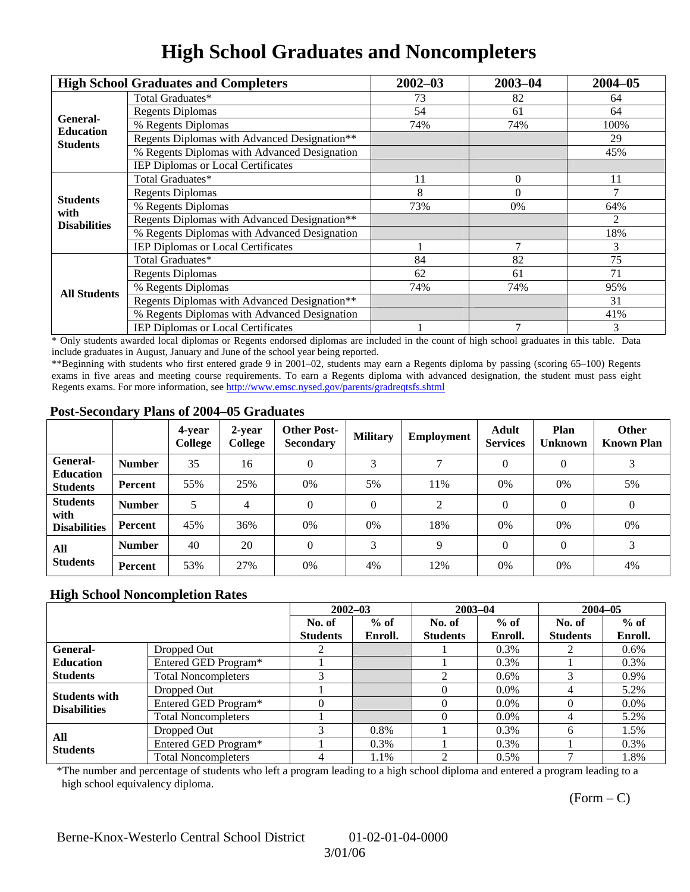# High School Graduates and Noncompleters

| High School Graduates and Completers | | 2002–03 | 2003–04 | 2004–05 |
|---|---|---|---|---|
| General-Education Students | Total Graduates* | 73 | 82 | 64 |
| | Regents Diplomas | 54 | 61 | 64 |
| | % Regents Diplomas | 74% | 74% | 100% |
| | Regents Diplomas with Advanced Designation** | | | 29 |
| | % Regents Diplomas with Advanced Designation | | | 45% |
| | IEP Diplomas or Local Certificates | | | |
| Students with Disabilities | Total Graduates* | 11 | 0 | 11 |
| | Regents Diplomas | 8 | 0 | 7 |
| | % Regents Diplomas | 73% | 0% | 64% |
| | Regents Diplomas with Advanced Designation** | | | 2 |
| | % Regents Diplomas with Advanced Designation | | | 18% |
| | IEP Diplomas or Local Certificates | 1 | 7 | 3 |
| All Students | Total Graduates* | 84 | 82 | 75 |
| | Regents Diplomas | 62 | 61 | 71 |
| | % Regents Diplomas | 74% | 74% | 95% |
| | Regents Diplomas with Advanced Designation** | | | 31 |
| | % Regents Diplomas with Advanced Designation | | | 41% |
| | IEP Diplomas or Local Certificates | 1 | 7 | 3 |

* Only students awarded local diplomas or Regents endorsed diplomas are included in the count of high school graduates in this table. Data include graduates in August, January and June of the school year being reported.

**Beginning with students who first entered grade 9 in 2001–02, students may earn a Regents diploma by passing (scoring 65–100) Regents exams in five areas and meeting course requirements. To earn a Regents diploma with advanced designation, the student must pass eight Regents exams. For more information, see http://www.emsc.nysed.gov/parents/gradreqtsfs.shtml

## Post-Secondary Plans of 2004–05 Graduates

| | | 4-year College | 2-year College | Other Post-Secondary | Military | Employment | Adult Services | Plan Unknown | Other Known Plan |
|---|---|---|---|---|---|---|---|---|---|
| General-Education Students | Number | 35 | 16 | 0 | 3 | 7 | 0 | 0 | 3 |
| | Percent | 55% | 25% | 0% | 5% | 11% | 0% | 0% | 5% |
| Students with Disabilities | Number | 5 | 4 | 0 | 0 | 2 | 0 | 0 | 0 |
| | Percent | 45% | 36% | 0% | 0% | 18% | 0% | 0% | 0% |
| All Students | Number | 40 | 20 | 0 | 3 | 9 | 0 | 0 | 3 |
| | Percent | 53% | 27% | 0% | 4% | 12% | 0% | 0% | 4% |

## High School Noncompletion Rates

| | | 2002–03 | | 2003–04 | | 2004–05 | |
|---|---|---|---|---|---|---|---|
| | | No. of Students | % of Enroll. | No. of Students | % of Enroll. | No. of Students | % of Enroll. |
| General-Education Students | Dropped Out | 2 | | 1 | 0.3% | 2 | 0.6% |
| | Entered GED Program* | 1 | | 1 | 0.3% | 1 | 0.3% |
| | Total Noncompleters | 3 | | 2 | 0.6% | 3 | 0.9% |
| Students with Disabilities | Dropped Out | 1 | | 0 | 0.0% | 4 | 5.2% |
| | Entered GED Program* | 0 | | 0 | 0.0% | 0 | 0.0% |
| | Total Noncompleters | 1 | | 0 | 0.0% | 4 | 5.2% |
| All Students | Dropped Out | 3 | 0.8% | 1 | 0.3% | 6 | 1.5% |
| | Entered GED Program* | 1 | 0.3% | 1 | 0.3% | 1 | 0.3% |
| | Total Noncompleters | 4 | 1.1% | 2 | 0.5% | 7 | 1.8% |

*The number and percentage of students who left a program leading to a high school diploma and entered a program leading to a high school equivalency diploma.

(Form – C)

Berne-Knox-Westerlo Central School District 01-02-01-04-0000

3/01/06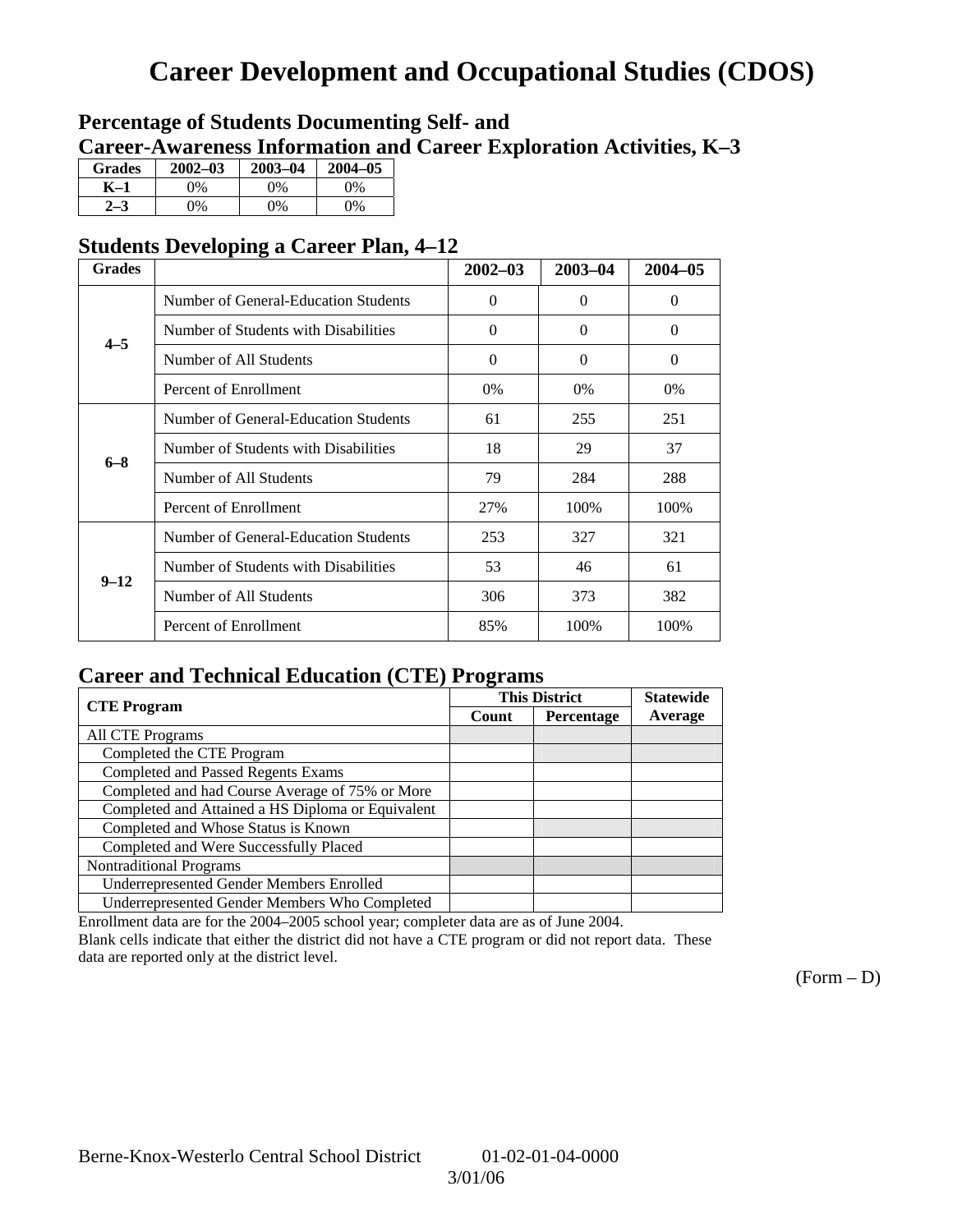# Career Development and Occupational Studies (CDOS)

## Percentage of Students Documenting Self- and Career-Awareness Information and Career Exploration Activities, K–3

| Grades | 2002–03 | 2003–04 | 2004–05 |
|---|---|---|---|
| K–1 | 0% | 0% | 0% |
| 2–3 | 0% | 0% | 0% |

## Students Developing a Career Plan, 4–12

| Grades | | 2002–03 | 2003–04 | 2004–05 |
|---|---|---|---|---|
| 4–5 | Number of General-Education Students | 0 | 0 | 0 |
| | Number of Students with Disabilities | 0 | 0 | 0 |
| | Number of All Students | 0 | 0 | 0 |
| | Percent of Enrollment | 0% | 0% | 0% |
| 6–8 | Number of General-Education Students | 61 | 255 | 251 |
| | Number of Students with Disabilities | 18 | 29 | 37 |
| | Number of All Students | 79 | 284 | 288 |
| | Percent of Enrollment | 27% | 100% | 100% |
| 9–12 | Number of General-Education Students | 253 | 327 | 321 |
| | Number of Students with Disabilities | 53 | 46 | 61 |
| | Number of All Students | 306 | 373 | 382 |
| | Percent of Enrollment | 85% | 100% | 100% |

## Career and Technical Education (CTE) Programs

| CTE Program | This District | | Statewide |
|---|---|---|---|
| | Count | Percentage | Average |
| All CTE Programs | | | |
| Completed the CTE Program | | | |
| Completed and Passed Regents Exams | | | |
| Completed and had Course Average of 75% or More | | | |
| Completed and Attained a HS Diploma or Equivalent | | | |
| Completed and Whose Status is Known | | | |
| Completed and Were Successfully Placed | | | |
| Nontraditional Programs | | | |
| Underrepresented Gender Members Enrolled | | | |
| Underrepresented Gender Members Who Completed | | | |

Enrollment data are for the 2004–2005 school year; completer data are as of June 2004.

Blank cells indicate that either the district did not have a CTE program or did not report data. These data are reported only at the district level.

(Form – D)

Berne-Knox-Westerlo Central School District 01-02-01-04-0000

3/01/06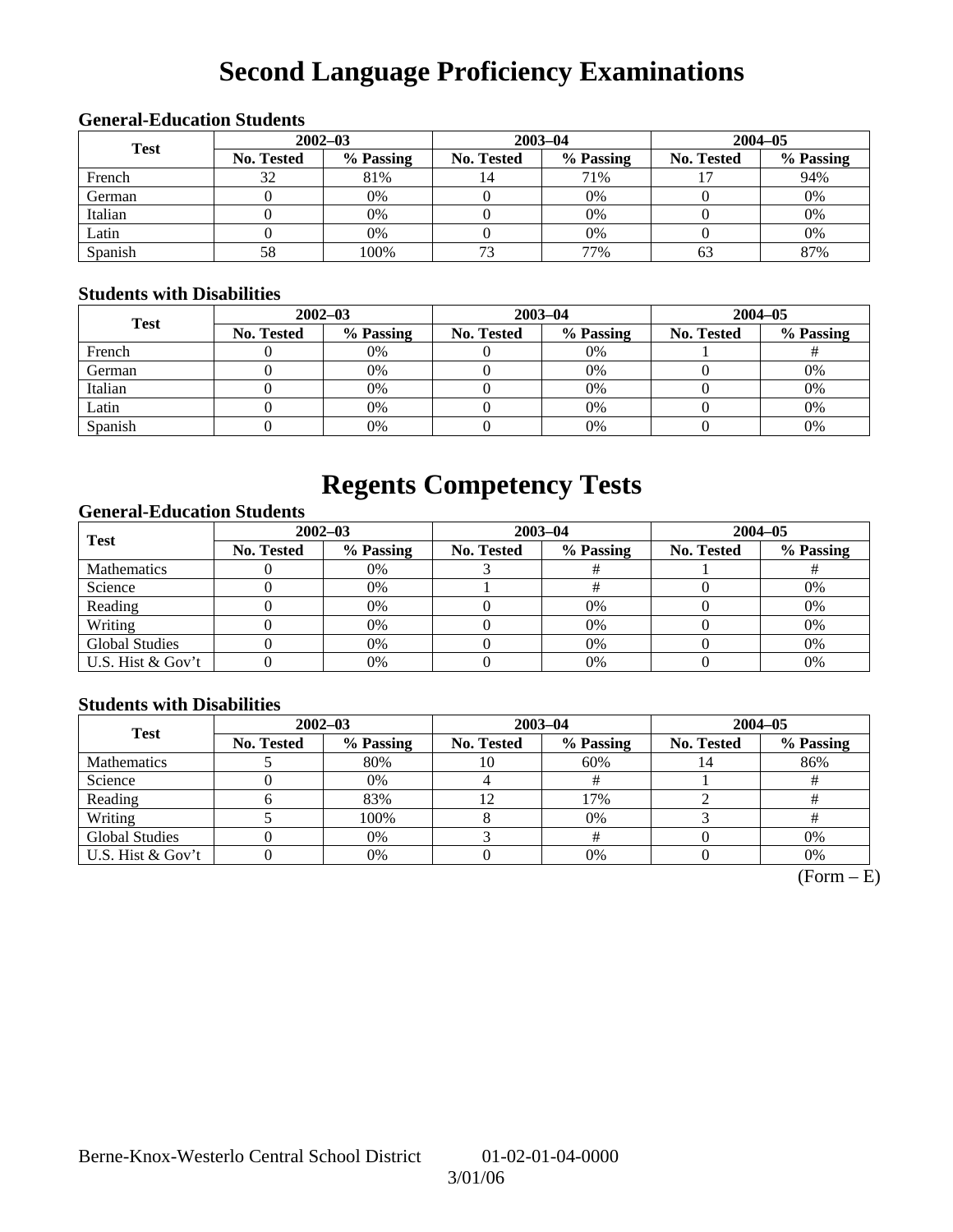# Second Language Proficiency Examinations

### General-Education Students

| Test | 2002–03 | | 2003–04 | | 2004–05 | |
|---|---|---|---|---|---|---|
| | No. Tested | % Passing | No. Tested | % Passing | No. Tested | % Passing |
| French | 32 | 81% | 14 | 71% | 17 | 94% |
| German | 0 | 0% | 0 | 0% | 0 | 0% |
| Italian | 0 | 0% | 0 | 0% | 0 | 0% |
| Latin | 0 | 0% | 0 | 0% | 0 | 0% |
| Spanish | 58 | 100% | 73 | 77% | 63 | 87% |

### Students with Disabilities

| Test | 2002–03 | | 2003–04 | | 2004–05 | |
|---|---|---|---|---|---|---|
| | No. Tested | % Passing | No. Tested | % Passing | No. Tested | % Passing |
| French | 0 | 0% | 0 | 0% | 1 | # |
| German | 0 | 0% | 0 | 0% | 0 | 0% |
| Italian | 0 | 0% | 0 | 0% | 0 | 0% |
| Latin | 0 | 0% | 0 | 0% | 0 | 0% |
| Spanish | 0 | 0% | 0 | 0% | 0 | 0% |

# Regents Competency Tests

### General-Education Students

| Test | 2002–03 | | 2003–04 | | 2004–05 | |
|---|---|---|---|---|---|---|
| | No. Tested | % Passing | No. Tested | % Passing | No. Tested | % Passing |
| Mathematics | 0 | 0% | 3 | # | 1 | # |
| Science | 0 | 0% | 1 | # | 0 | 0% |
| Reading | 0 | 0% | 0 | 0% | 0 | 0% |
| Writing | 0 | 0% | 0 | 0% | 0 | 0% |
| Global Studies | 0 | 0% | 0 | 0% | 0 | 0% |
| U.S. Hist & Gov't | 0 | 0% | 0 | 0% | 0 | 0% |

### Students with Disabilities

| Test | 2002–03 | | 2003–04 | | 2004–05 | |
|---|---|---|---|---|---|---|
| | No. Tested | % Passing | No. Tested | % Passing | No. Tested | % Passing |
| Mathematics | 5 | 80% | 10 | 60% | 14 | 86% |
| Science | 0 | 0% | 4 | # | 1 | # |
| Reading | 6 | 83% | 12 | 17% | 2 | # |
| Writing | 5 | 100% | 8 | 0% | 3 | # |
| Global Studies | 0 | 0% | 3 | # | 0 | 0% |
| U.S. Hist & Gov't | 0 | 0% | 0 | 0% | 0 | 0% |

(Form – E)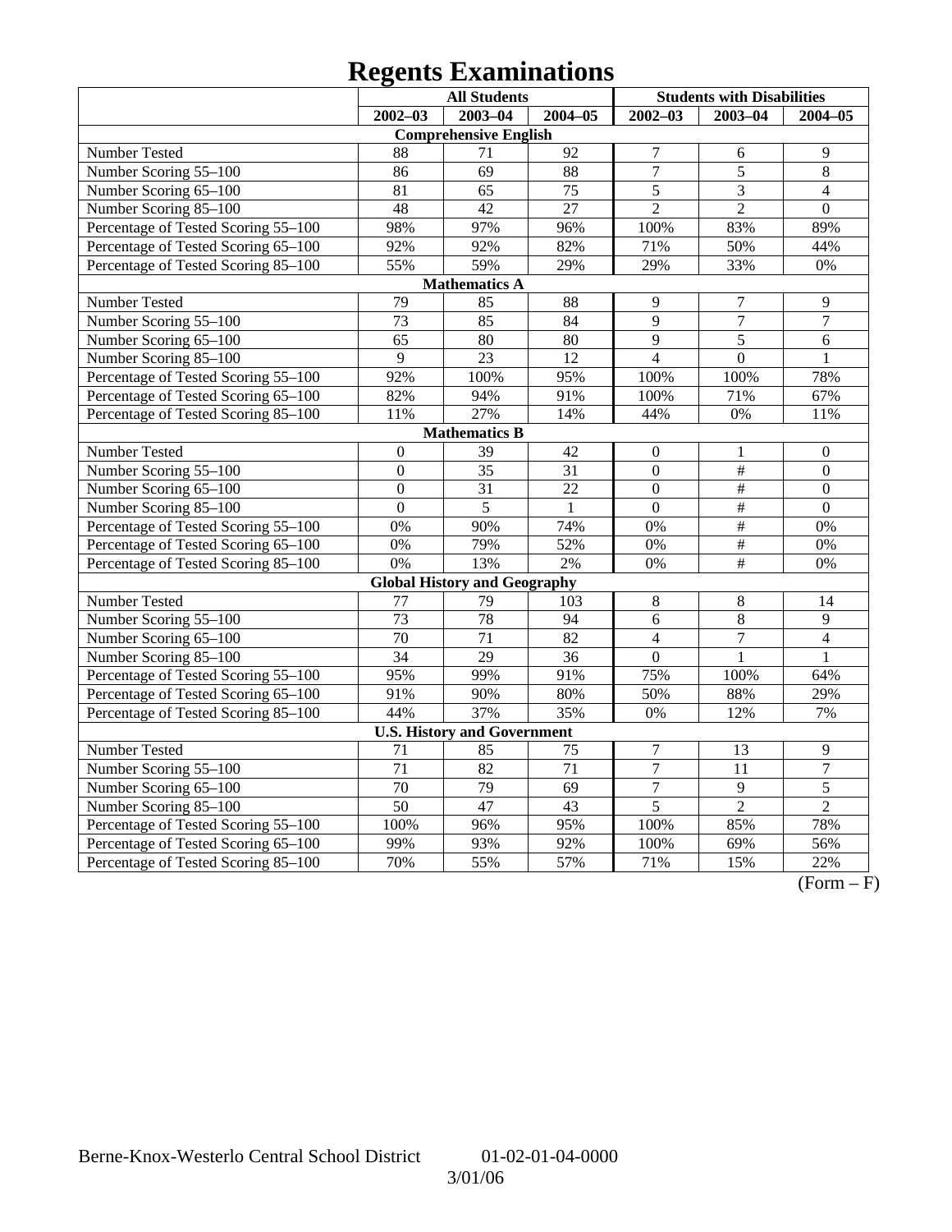# Regents Examinations

| | All Students | | | Students with Disabilities | | |
|---|---|---|---|---|---|---|
| | 2002–03 | 2003–04 | 2004–05 | 2002–03 | 2003–04 | 2004–05 |
| **Comprehensive English** | | | | | | |
| Number Tested | 88 | 71 | 92 | 7 | 6 | 9 |
| Number Scoring 55–100 | 86 | 69 | 88 | 7 | 5 | 8 |
| Number Scoring 65–100 | 81 | 65 | 75 | 5 | 3 | 4 |
| Number Scoring 85–100 | 48 | 42 | 27 | 2 | 2 | 0 |
| Percentage of Tested Scoring 55–100 | 98% | 97% | 96% | 100% | 83% | 89% |
| Percentage of Tested Scoring 65–100 | 92% | 92% | 82% | 71% | 50% | 44% |
| Percentage of Tested Scoring 85–100 | 55% | 59% | 29% | 29% | 33% | 0% |
| **Mathematics A** | | | | | | |
| Number Tested | 79 | 85 | 88 | 9 | 7 | 9 |
| Number Scoring 55–100 | 73 | 85 | 84 | 9 | 7 | 7 |
| Number Scoring 65–100 | 65 | 80 | 80 | 9 | 5 | 6 |
| Number Scoring 85–100 | 9 | 23 | 12 | 4 | 0 | 1 |
| Percentage of Tested Scoring 55–100 | 92% | 100% | 95% | 100% | 100% | 78% |
| Percentage of Tested Scoring 65–100 | 82% | 94% | 91% | 100% | 71% | 67% |
| Percentage of Tested Scoring 85–100 | 11% | 27% | 14% | 44% | 0% | 11% |
| **Mathematics B** | | | | | | |
| Number Tested | 0 | 39 | 42 | 0 | 1 | 0 |
| Number Scoring 55–100 | 0 | 35 | 31 | 0 | # | 0 |
| Number Scoring 65–100 | 0 | 31 | 22 | 0 | # | 0 |
| Number Scoring 85–100 | 0 | 5 | 1 | 0 | # | 0 |
| Percentage of Tested Scoring 55–100 | 0% | 90% | 74% | 0% | # | 0% |
| Percentage of Tested Scoring 65–100 | 0% | 79% | 52% | 0% | # | 0% |
| Percentage of Tested Scoring 85–100 | 0% | 13% | 2% | 0% | # | 0% |
| **Global History and Geography** | | | | | | |
| Number Tested | 77 | 79 | 103 | 8 | 8 | 14 |
| Number Scoring 55–100 | 73 | 78 | 94 | 6 | 8 | 9 |
| Number Scoring 65–100 | 70 | 71 | 82 | 4 | 7 | 4 |
| Number Scoring 85–100 | 34 | 29 | 36 | 0 | 1 | 1 |
| Percentage of Tested Scoring 55–100 | 95% | 99% | 91% | 75% | 100% | 64% |
| Percentage of Tested Scoring 65–100 | 91% | 90% | 80% | 50% | 88% | 29% |
| Percentage of Tested Scoring 85–100 | 44% | 37% | 35% | 0% | 12% | 7% |
| **U.S. History and Government** | | | | | | |
| Number Tested | 71 | 85 | 75 | 7 | 13 | 9 |
| Number Scoring 55–100 | 71 | 82 | 71 | 7 | 11 | 7 |
| Number Scoring 65–100 | 70 | 79 | 69 | 7 | 9 | 5 |
| Number Scoring 85–100 | 50 | 47 | 43 | 5 | 2 | 2 |
| Percentage of Tested Scoring 55–100 | 100% | 96% | 95% | 100% | 85% | 78% |
| Percentage of Tested Scoring 65–100 | 99% | 93% | 92% | 100% | 69% | 56% |
| Percentage of Tested Scoring 85–100 | 70% | 55% | 57% | 71% | 15% | 22% |

(Form – F)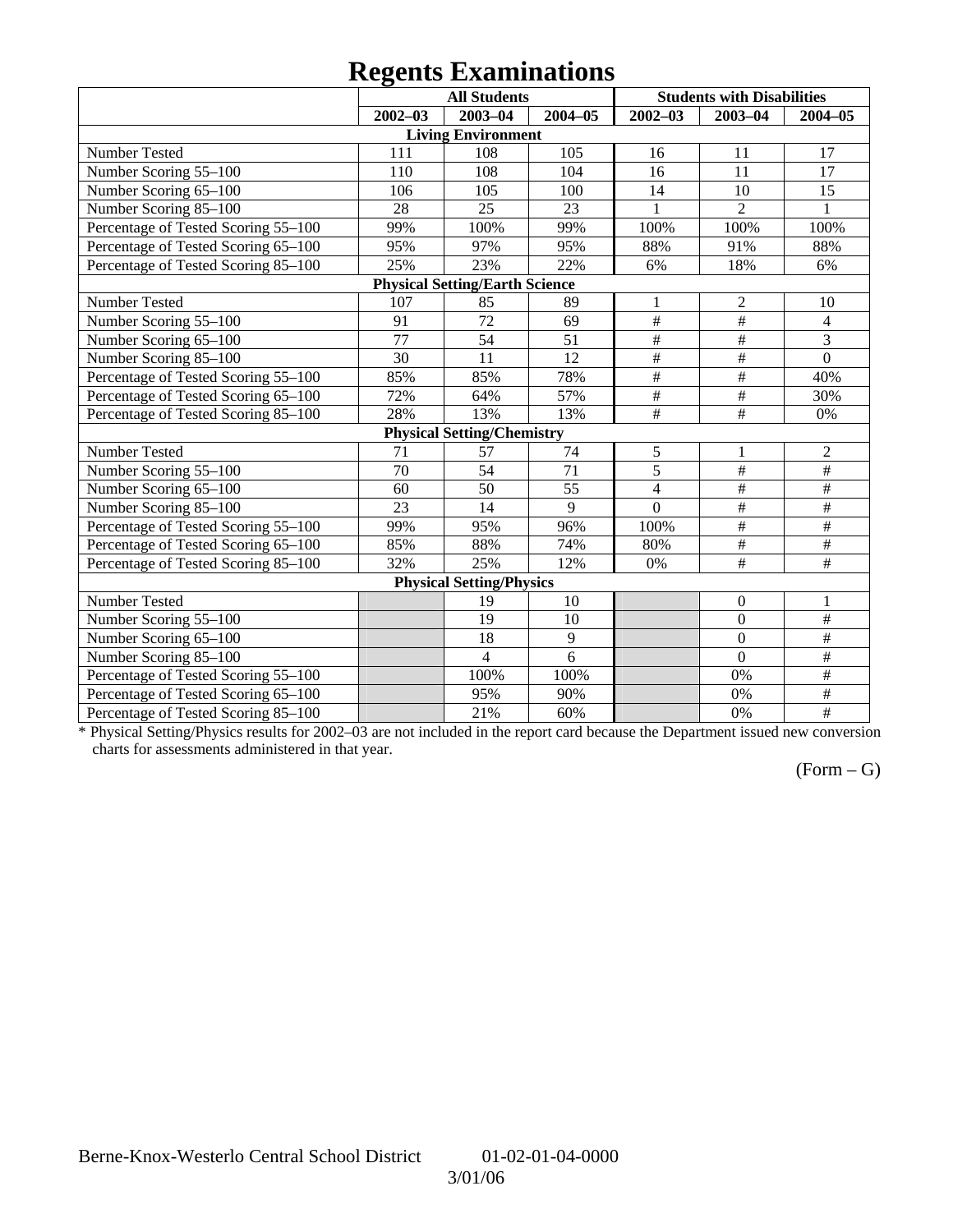# Regents Examinations

| | All Students | | | Students with Disabilities | | |
|---|---|---|---|---|---|---|
| | 2002–03 | 2003–04 | 2004–05 | 2002–03 | 2003–04 | 2004–05 |
| **Living Environment** | | | | | | |
| Number Tested | 111 | 108 | 105 | 16 | 11 | 17 |
| Number Scoring 55–100 | 110 | 108 | 104 | 16 | 11 | 17 |
| Number Scoring 65–100 | 106 | 105 | 100 | 14 | 10 | 15 |
| Number Scoring 85–100 | 28 | 25 | 23 | 1 | 2 | 1 |
| Percentage of Tested Scoring 55–100 | 99% | 100% | 99% | 100% | 100% | 100% |
| Percentage of Tested Scoring 65–100 | 95% | 97% | 95% | 88% | 91% | 88% |
| Percentage of Tested Scoring 85–100 | 25% | 23% | 22% | 6% | 18% | 6% |
| **Physical Setting/Earth Science** | | | | | | |
| Number Tested | 107 | 85 | 89 | 1 | 2 | 10 |
| Number Scoring 55–100 | 91 | 72 | 69 | # | # | 4 |
| Number Scoring 65–100 | 77 | 54 | 51 | # | # | 3 |
| Number Scoring 85–100 | 30 | 11 | 12 | # | # | 0 |
| Percentage of Tested Scoring 55–100 | 85% | 85% | 78% | # | # | 40% |
| Percentage of Tested Scoring 65–100 | 72% | 64% | 57% | # | # | 30% |
| Percentage of Tested Scoring 85–100 | 28% | 13% | 13% | # | # | 0% |
| **Physical Setting/Chemistry** | | | | | | |
| Number Tested | 71 | 57 | 74 | 5 | 1 | 2 |
| Number Scoring 55–100 | 70 | 54 | 71 | 5 | # | # |
| Number Scoring 65–100 | 60 | 50 | 55 | 4 | # | # |
| Number Scoring 85–100 | 23 | 14 | 9 | 0 | # | # |
| Percentage of Tested Scoring 55–100 | 99% | 95% | 96% | 100% | # | # |
| Percentage of Tested Scoring 65–100 | 85% | 88% | 74% | 80% | # | # |
| Percentage of Tested Scoring 85–100 | 32% | 25% | 12% | 0% | # | # |
| **Physical Setting/Physics** | | | | | | |
| Number Tested | | 19 | 10 | | 0 | 1 |
| Number Scoring 55–100 | | 19 | 10 | | 0 | # |
| Number Scoring 65–100 | | 18 | 9 | | 0 | # |
| Number Scoring 85–100 | | 4 | 6 | | 0 | # |
| Percentage of Tested Scoring 55–100 | | 100% | 100% | | 0% | # |
| Percentage of Tested Scoring 65–100 | | 95% | 90% | | 0% | # |
| Percentage of Tested Scoring 85–100 | | 21% | 60% | | 0% | # |

* Physical Setting/Physics results for 2002–03 are not included in the report card because the Department issued new conversion charts for assessments administered in that year.

(Form – G)

Berne-Knox-Westerlo Central School District 01-02-01-04-0000

3/01/06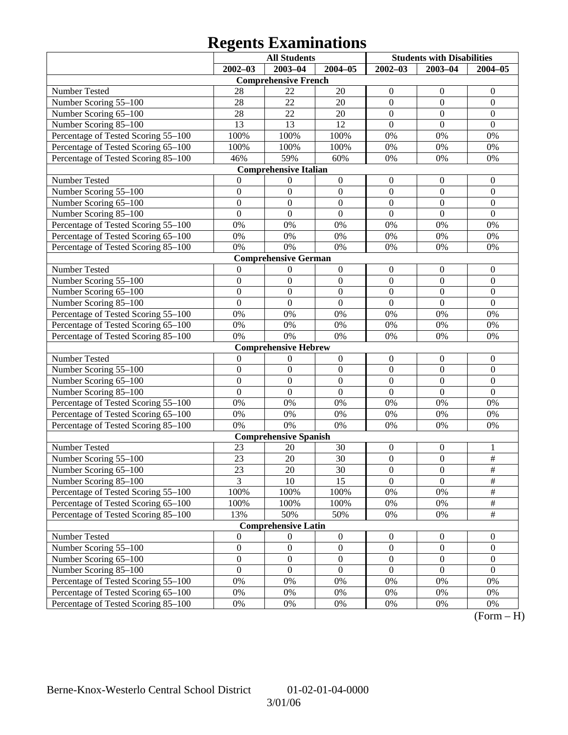# Regents Examinations

| | All Students | | | Students with Disabilities | | |
|---|---|---|---|---|---|---|
| | 2002–03 | 2003–04 | 2004–05 | 2002–03 | 2003–04 | 2004–05 |
| **Comprehensive French** | | | | | | |
| Number Tested | 28 | 22 | 20 | 0 | 0 | 0 |
| Number Scoring 55–100 | 28 | 22 | 20 | 0 | 0 | 0 |
| Number Scoring 65–100 | 28 | 22 | 20 | 0 | 0 | 0 |
| Number Scoring 85–100 | 13 | 13 | 12 | 0 | 0 | 0 |
| Percentage of Tested Scoring 55–100 | 100% | 100% | 100% | 0% | 0% | 0% |
| Percentage of Tested Scoring 65–100 | 100% | 100% | 100% | 0% | 0% | 0% |
| Percentage of Tested Scoring 85–100 | 46% | 59% | 60% | 0% | 0% | 0% |
| **Comprehensive Italian** | | | | | | |
| Number Tested | 0 | 0 | 0 | 0 | 0 | 0 |
| Number Scoring 55–100 | 0 | 0 | 0 | 0 | 0 | 0 |
| Number Scoring 65–100 | 0 | 0 | 0 | 0 | 0 | 0 |
| Number Scoring 85–100 | 0 | 0 | 0 | 0 | 0 | 0 |
| Percentage of Tested Scoring 55–100 | 0% | 0% | 0% | 0% | 0% | 0% |
| Percentage of Tested Scoring 65–100 | 0% | 0% | 0% | 0% | 0% | 0% |
| Percentage of Tested Scoring 85–100 | 0% | 0% | 0% | 0% | 0% | 0% |
| **Comprehensive German** | | | | | | |
| Number Tested | 0 | 0 | 0 | 0 | 0 | 0 |
| Number Scoring 55–100 | 0 | 0 | 0 | 0 | 0 | 0 |
| Number Scoring 65–100 | 0 | 0 | 0 | 0 | 0 | 0 |
| Number Scoring 85–100 | 0 | 0 | 0 | 0 | 0 | 0 |
| Percentage of Tested Scoring 55–100 | 0% | 0% | 0% | 0% | 0% | 0% |
| Percentage of Tested Scoring 65–100 | 0% | 0% | 0% | 0% | 0% | 0% |
| Percentage of Tested Scoring 85–100 | 0% | 0% | 0% | 0% | 0% | 0% |
| **Comprehensive Hebrew** | | | | | | |
| Number Tested | 0 | 0 | 0 | 0 | 0 | 0 |
| Number Scoring 55–100 | 0 | 0 | 0 | 0 | 0 | 0 |
| Number Scoring 65–100 | 0 | 0 | 0 | 0 | 0 | 0 |
| Number Scoring 85–100 | 0 | 0 | 0 | 0 | 0 | 0 |
| Percentage of Tested Scoring 55–100 | 0% | 0% | 0% | 0% | 0% | 0% |
| Percentage of Tested Scoring 65–100 | 0% | 0% | 0% | 0% | 0% | 0% |
| Percentage of Tested Scoring 85–100 | 0% | 0% | 0% | 0% | 0% | 0% |
| **Comprehensive Spanish** | | | | | | |
| Number Tested | 23 | 20 | 30 | 0 | 0 | 1 |
| Number Scoring 55–100 | 23 | 20 | 30 | 0 | 0 | # |
| Number Scoring 65–100 | 23 | 20 | 30 | 0 | 0 | # |
| Number Scoring 85–100 | 3 | 10 | 15 | 0 | 0 | # |
| Percentage of Tested Scoring 55–100 | 100% | 100% | 100% | 0% | 0% | # |
| Percentage of Tested Scoring 65–100 | 100% | 100% | 100% | 0% | 0% | # |
| Percentage of Tested Scoring 85–100 | 13% | 50% | 50% | 0% | 0% | # |
| **Comprehensive Latin** | | | | | | |
| Number Tested | 0 | 0 | 0 | 0 | 0 | 0 |
| Number Scoring 55–100 | 0 | 0 | 0 | 0 | 0 | 0 |
| Number Scoring 65–100 | 0 | 0 | 0 | 0 | 0 | 0 |
| Number Scoring 85–100 | 0 | 0 | 0 | 0 | 0 | 0 |
| Percentage of Tested Scoring 55–100 | 0% | 0% | 0% | 0% | 0% | 0% |
| Percentage of Tested Scoring 65–100 | 0% | 0% | 0% | 0% | 0% | 0% |
| Percentage of Tested Scoring 85–100 | 0% | 0% | 0% | 0% | 0% | 0% |

(Form – H)

Berne-Knox-Westerlo Central School District 01-02-01-04-0000
3/01/06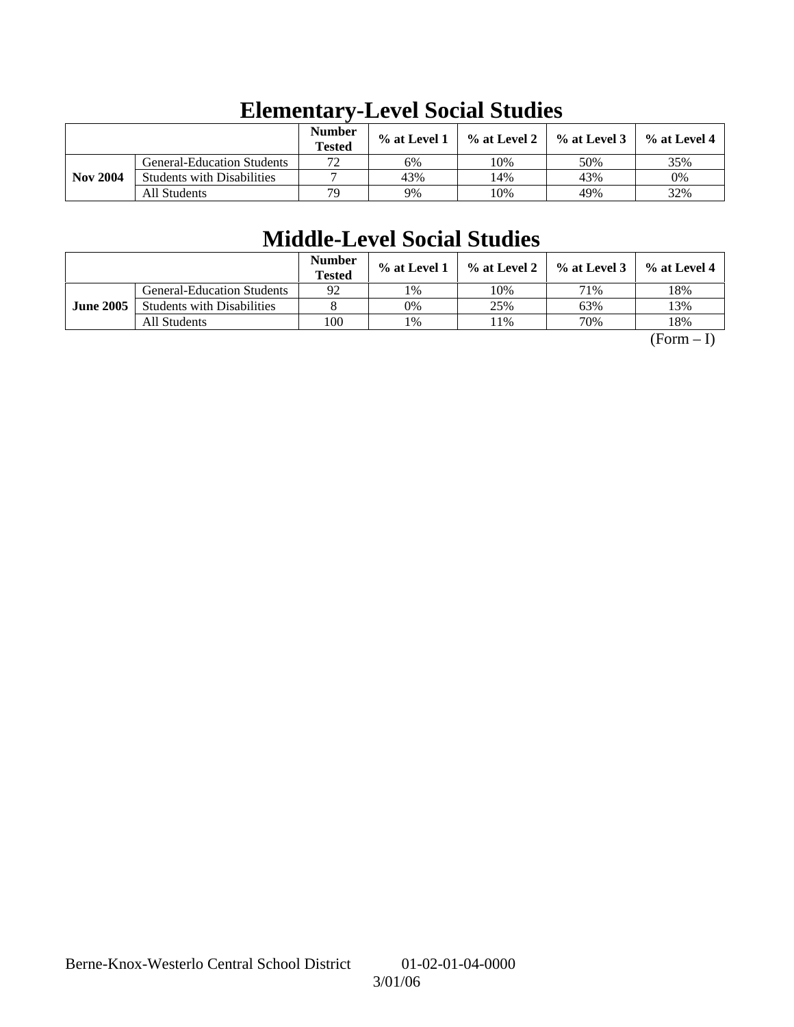# Elementary-Level Social Studies

| | | Number Tested | % at Level 1 | % at Level 2 | % at Level 3 | % at Level 4 |
|---|---|---|---|---|---|---|
| **Nov 2004** | General-Education Students | 72 | 6% | 10% | 50% | 35% |
| | Students with Disabilities | 7 | 43% | 14% | 43% | 0% |
| | All Students | 79 | 9% | 10% | 49% | 32% |

# Middle-Level Social Studies

| | | Number Tested | % at Level 1 | % at Level 2 | % at Level 3 | % at Level 4 |
|---|---|---|---|---|---|---|
| **June 2005** | General-Education Students | 92 | 1% | 10% | 71% | 18% |
| | Students with Disabilities | 8 | 0% | 25% | 63% | 13% |
| | All Students | 100 | 1% | 11% | 70% | 18% |

(Form – I)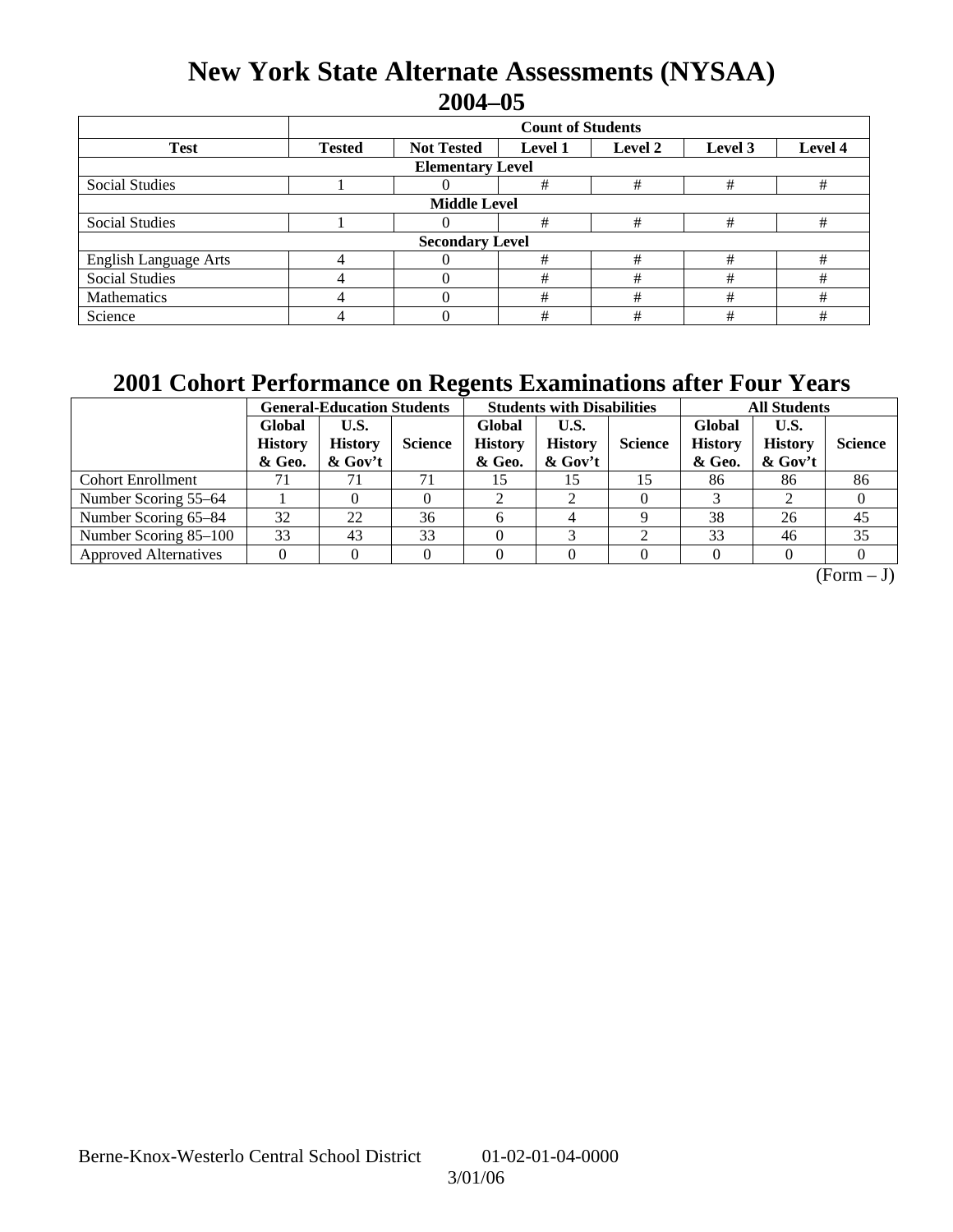# New York State Alternate Assessments (NYSAA)

## 2004–05

| | Count of Students | | | | | |
|---|---|---|---|---|---|---|
| **Test** | **Tested** | **Not Tested** | **Level 1** | **Level 2** | **Level 3** | **Level 4** |
| **Elementary Level** | | | | | | |
| Social Studies | 1 | 0 | # | # | # | # |
| **Middle Level** | | | | | | |
| Social Studies | 1 | 0 | # | # | # | # |
| **Secondary Level** | | | | | | |
| English Language Arts | 4 | 0 | # | # | # | # |
| Social Studies | 4 | 0 | # | # | # | # |
| Mathematics | 4 | 0 | # | # | # | # |
| Science | 4 | 0 | # | # | # | # |

# 2001 Cohort Performance on Regents Examinations after Four Years

| | General-Education Students | | | Students with Disabilities | | | All Students | | |
|---|---|---|---|---|---|---|---|---|---|
| | **Global History & Geo.** | **U.S. History & Gov't** | **Science** | **Global History & Geo.** | **U.S. History & Gov't** | **Science** | **Global History & Geo.** | **U.S. History & Gov't** | **Science** |
| Cohort Enrollment | 71 | 71 | 71 | 15 | 15 | 15 | 86 | 86 | 86 |
| Number Scoring 55–64 | 1 | 0 | 0 | 2 | 2 | 0 | 3 | 2 | 0 |
| Number Scoring 65–84 | 32 | 22 | 36 | 6 | 4 | 9 | 38 | 26 | 45 |
| Number Scoring 85–100 | 33 | 43 | 33 | 0 | 3 | 2 | 33 | 46 | 35 |
| Approved Alternatives | 0 | 0 | 0 | 0 | 0 | 0 | 0 | 0 | 0 |

(Form – J)